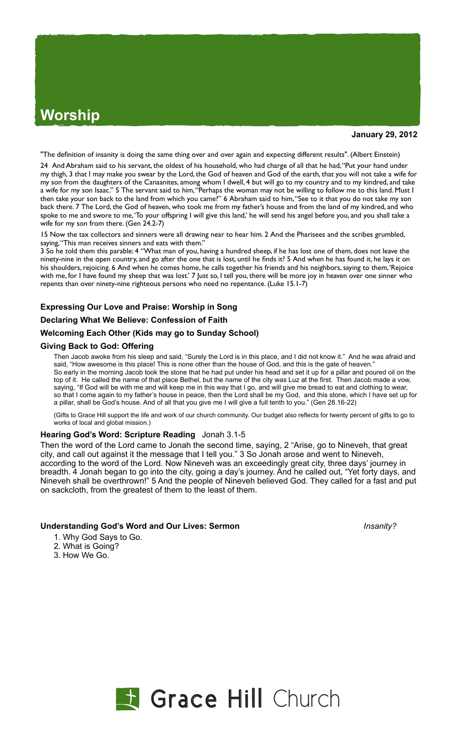# Worship

**January 29, 2012**

"The definition of insanity is doing the same thing over and over again and expecting different results". (Albert Einstein)

24 And Abraham said to his servant, the oldest of his household, who had charge of all that he had, "Put your hand under my thigh, 3 that I may make you swear by the Lord, the God of heaven and God of the earth, that you will not take a wife for my son from the daughters of the Canaanites, among whom I dwell, 4 but will go to my country and to my kindred, and take a wife for my son Isaac." 5 The servant said to him, "Perhaps the woman may not be willing to follow me to this land. Must I then take your son back to the land from which you came?" 6 Abraham said to him, "See to it that you do not take my son back there. 7 The Lord, the God of heaven, who took me from my father's house and from the land of my kindred, and who spoke to me and swore to me, 'To your offspring I will give this land,' he will send his angel before you, and you shall take a wife for my son from there. (Gen 24.2-7)

15 Now the tax collectors and sinners were all drawing near to hear him. 2 And the Pharisees and the scribes grumbled, saying, "This man receives sinners and eats with them."
3 So he told them this parable: 4 "What man of you, having a hundred sheep, if he has lost one of them, does not leave the ninety-nine in the open country, and go after the one that is lost, until he finds it? 5 And when he has found it, he lays it on his shoulders, rejoicing. 6 And when he comes home, he calls together his friends and his neighbors, saying to them, 'Rejoice with me, for I have found my sheep that was lost.' 7 Just so, I tell you, there will be more joy in heaven over one sinner who repents than over ninety-nine righteous persons who need no repentance. (Luke 15.1-7)

### Expressing Our Love and Praise: Worship in Song

### Declaring What We Believe: Confession of Faith

### Welcoming Each Other (Kids may go to Sunday School)

### Giving Back to God: Offering

Then Jacob awoke from his sleep and said, "Surely the Lord is in this place, and I did not know it." And he was afraid and said, "How awesome is this place! This is none other than the house of God, and this is the gate of heaven." So early in the morning Jacob took the stone that he had put under his head and set it up for a pillar and poured oil on the top of it. He called the name of that place Bethel, but the name of the city was Luz at the first. Then Jacob made a vow, saying, "If God will be with me and will keep me in this way that I go, and will give me bread to eat and clothing to wear, so that I come again to my father's house in peace, then the Lord shall be my God, and this stone, which I have set up for a pillar, shall be God's house. And of all that you give me I will give a full tenth to you." (Gen 28.16-22)

(Gifts to Grace Hill support the life and work of our church community. Our budget also reflects for twenty percent of gifts to go to works of local and global mission.)

### Hearing God's Word: Scripture Reading Jonah 3.1-5

Then the word of the Lord came to Jonah the second time, saying, 2 "Arise, go to Nineveh, that great city, and call out against it the message that I tell you." 3 So Jonah arose and went to Nineveh, according to the word of the Lord. Now Nineveh was an exceedingly great city, three days' journey in breadth. 4 Jonah began to go into the city, going a day's journey. And he called out, "Yet forty days, and Nineveh shall be overthrown!" 5 And the people of Nineveh believed God. They called for a fast and put on sackcloth, from the greatest of them to the least of them.

### Understanding God's Word and Our Lives: Sermon *Insanity?*

1. Why God Says to Go.
2. What is Going?
3. How We Go.

Grace Hill Church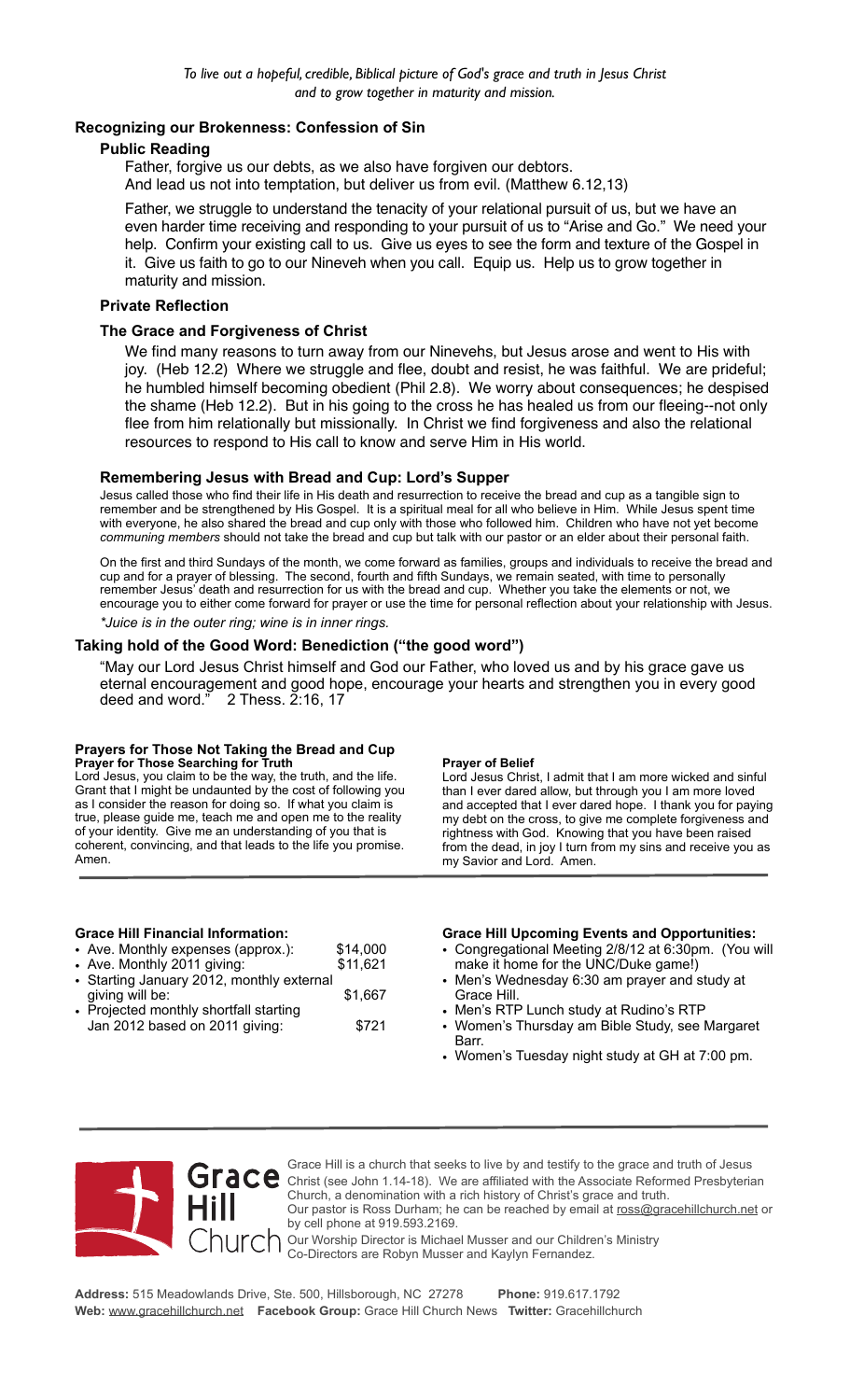*To live out a hopeful, credible, Biblical picture of God's grace and truth in Jesus Christ and to grow together in maturity and mission.*

## Recognizing our Brokenness: Confession of Sin

### Public Reading

Father, forgive us our debts, as we also have forgiven our debtors.
And lead us not into temptation, but deliver us from evil. (Matthew 6.12,13)

Father, we struggle to understand the tenacity of your relational pursuit of us, but we have an even harder time receiving and responding to your pursuit of us to "Arise and Go." We need your help. Confirm your existing call to us. Give us eyes to see the form and texture of the Gospel in it. Give us faith to go to our Nineveh when you call. Equip us. Help us to grow together in maturity and mission.

### Private Reflection

### The Grace and Forgiveness of Christ

We find many reasons to turn away from our Ninevehs, but Jesus arose and went to His with joy. (Heb 12.2) Where we struggle and flee, doubt and resist, he was faithful. We are prideful; he humbled himself becoming obedient (Phil 2.8). We worry about consequences; he despised the shame (Heb 12.2). But in his going to the cross he has healed us from our fleeing--not only flee from him relationally but missionally. In Christ we find forgiveness and also the relational resources to respond to His call to know and serve Him in His world.

## Remembering Jesus with Bread and Cup: Lord's Supper

Jesus called those who find their life in His death and resurrection to receive the bread and cup as a tangible sign to remember and be strengthened by His Gospel. It is a spiritual meal for all who believe in Him. While Jesus spent time with everyone, he also shared the bread and cup only with those who followed him. Children who have not yet become *communing members* should not take the bread and cup but talk with our pastor or an elder about their personal faith.

On the first and third Sundays of the month, we come forward as families, groups and individuals to receive the bread and cup and for a prayer of blessing. The second, fourth and fifth Sundays, we remain seated, with time to personally remember Jesus' death and resurrection for us with the bread and cup. Whether you take the elements or not, we encourage you to either come forward for prayer or use the time for personal reflection about your relationship with Jesus.

*\*Juice is in the outer ring; wine is in inner rings.*

## Taking hold of the Good Word: Benediction ("the good word")

"May our Lord Jesus Christ himself and God our Father, who loved us and by his grace gave us eternal encouragement and good hope, encourage your hearts and strengthen you in every good deed and word." 2 Thess. 2:16, 17

### Prayers for Those Not Taking the Bread and Cup

**Prayer for Those Searching for Truth**

Lord Jesus, you claim to be the way, the truth, and the life. Grant that I might be undaunted by the cost of following you as I consider the reason for doing so. If what you claim is true, please guide me, teach me and open me to the reality of your identity. Give me an understanding of you that is coherent, convincing, and that leads to the life you promise. Amen.

**Prayer of Belief**

Lord Jesus Christ, I admit that I am more wicked and sinful than I ever dared allow, but through you I am more loved and accepted that I ever dared hope. I thank you for paying my debt on the cross, to give me complete forgiveness and rightness with God. Knowing that you have been raised from the dead, in joy I turn from my sins and receive you as my Savior and Lord. Amen.

### Grace Hill Financial Information:

- Ave. Monthly expenses (approx.): $14,000
- Ave. Monthly 2011 giving: $11,621
- Starting January 2012, monthly external giving will be: $1,667
- Projected monthly shortfall starting Jan 2012 based on 2011 giving: $721

### Grace Hill Upcoming Events and Opportunities:

- Congregational Meeting 2/8/12 at 6:30pm. (You will make it home for the UNC/Duke game!)
- Men's Wednesday 6:30 am prayer and study at Grace Hill.
- Men's RTP Lunch study at Rudino's RTP
- Women's Thursday am Bible Study, see Margaret Barr.
- Women's Tuesday night study at GH at 7:00 pm.

**Grace Hill Church**

Grace Hill is a church that seeks to live by and testify to the grace and truth of Jesus Christ (see John 1.14-18). We are affiliated with the Associate Reformed Presbyterian Church, a denomination with a rich history of Christ's grace and truth.
Our pastor is Ross Durham; he can be reached by email at ross@gracehillchurch.net or by cell phone at 919.593.2169.
Our Worship Director is Michael Musser and our Children's Ministry Co-Directors are Robyn Musser and Kaylyn Fernandez.

**Address:** 515 Meadowlands Drive, Ste. 500, Hillsborough, NC 27278 **Phone:** 919.617.1792
**Web:** www.gracehillchurch.net **Facebook Group:** Grace Hill Church News **Twitter:** Gracehillchurch